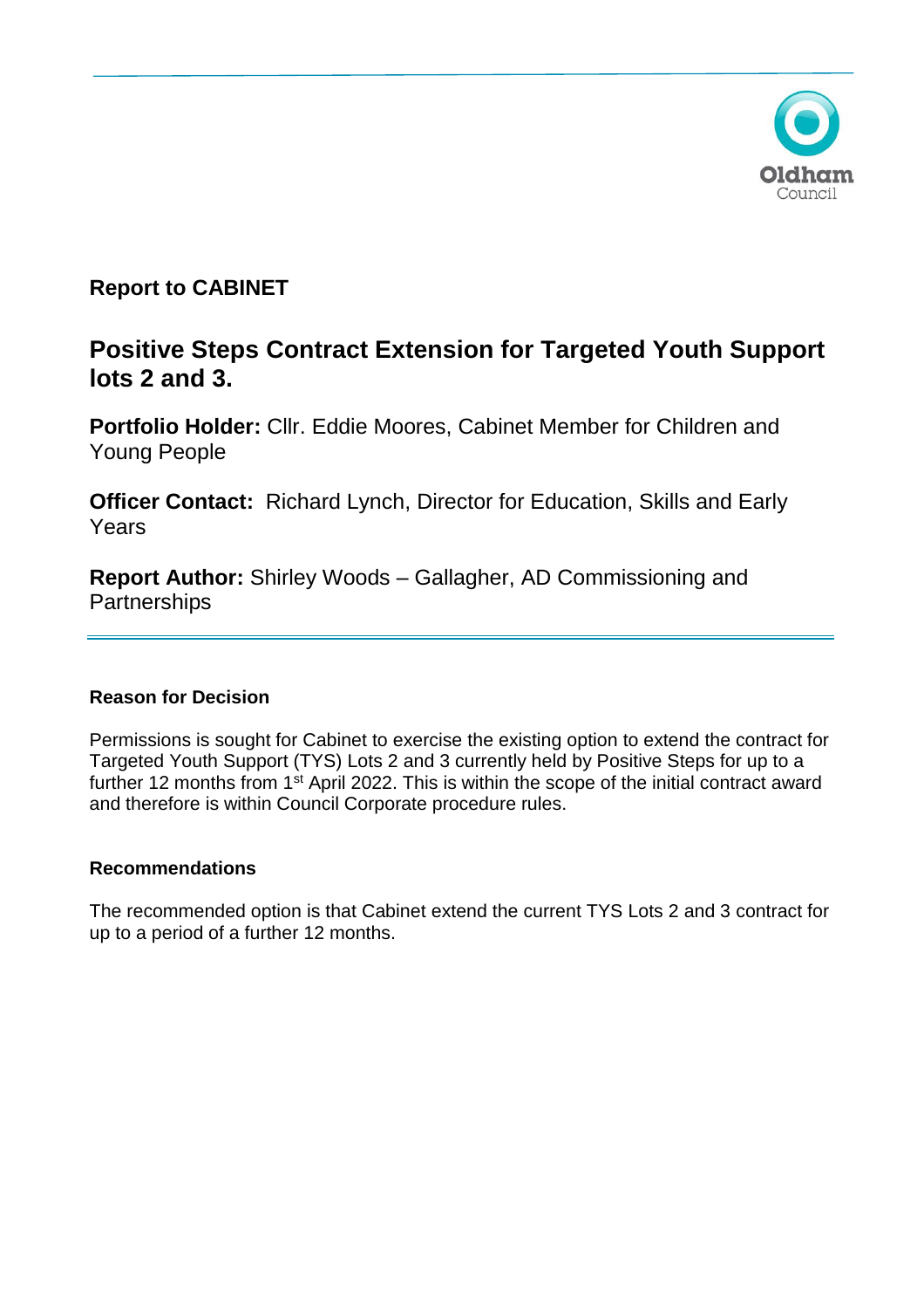Oldham Council

**Report to CABINET**

# Positive Steps Contract Extension for Targeted Youth Support lots 2 and 3.

**Portfolio Holder:** Cllr. Eddie Moores, Cabinet Member for Children and Young People

**Officer Contact:** Richard Lynch, Director for Education, Skills and Early Years

**Report Author:** Shirley Woods – Gallagher, AD Commissioning and Partnerships

### Reason for Decision

Permissions is sought for Cabinet to exercise the existing option to extend the contract for Targeted Youth Support (TYS) Lots 2 and 3 currently held by Positive Steps for up to a further 12 months from 1st April 2022. This is within the scope of the initial contract award and therefore is within Council Corporate procedure rules.

### Recommendations

The recommended option is that Cabinet extend the current TYS Lots 2 and 3 contract for up to a period of a further 12 months.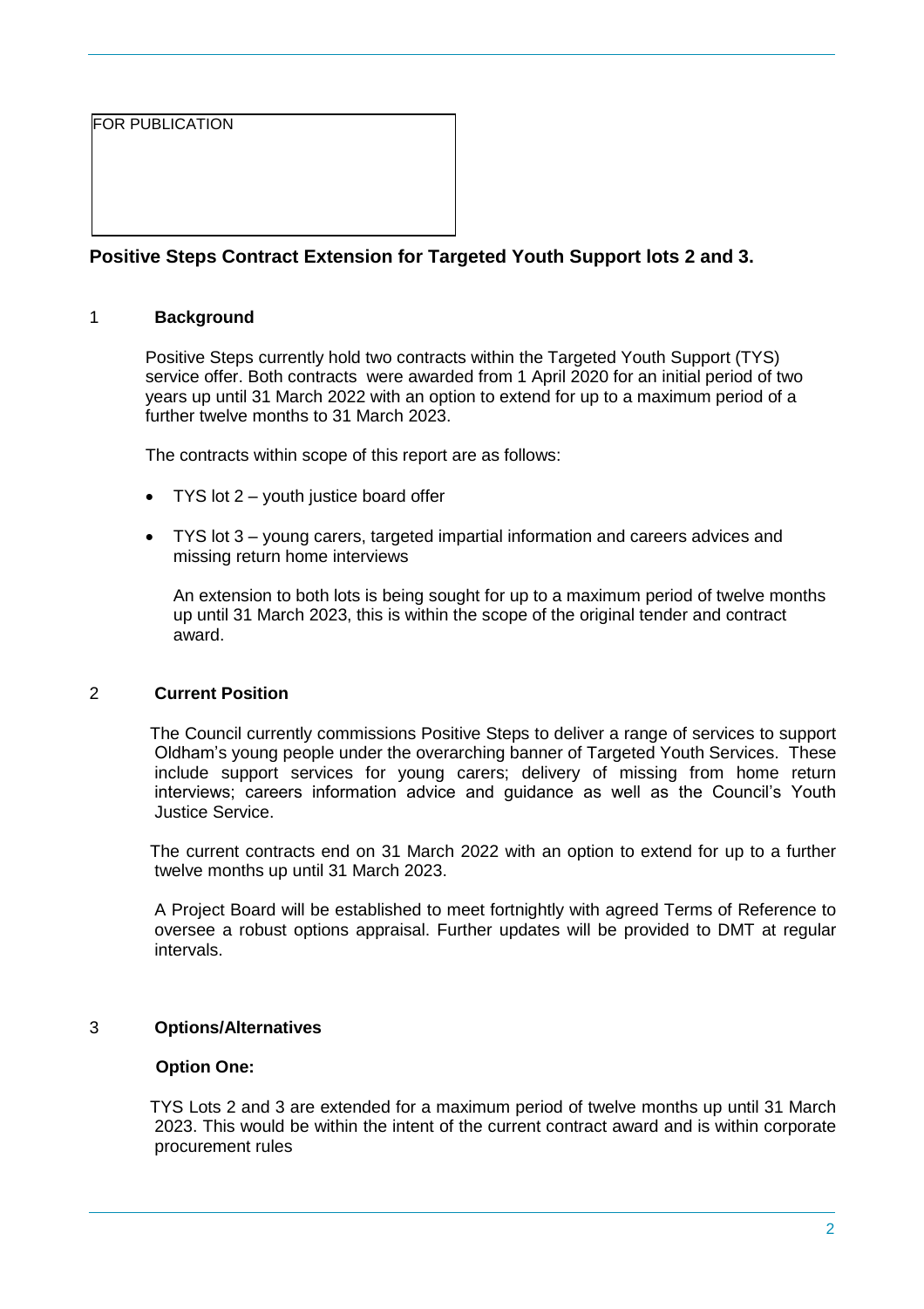FOR PUBLICATION

## Positive Steps Contract Extension for Targeted Youth Support lots 2 and 3.

### 1 Background

Positive Steps currently hold two contracts within the Targeted Youth Support (TYS) service offer. Both contracts were awarded from 1 April 2020 for an initial period of two years up until 31 March 2022 with an option to extend for up to a maximum period of a further twelve months to 31 March 2023.

The contracts within scope of this report are as follows:

- TYS lot 2 – youth justice board offer
- TYS lot 3 – young carers, targeted impartial information and careers advices and missing return home interviews

An extension to both lots is being sought for up to a maximum period of twelve months up until 31 March 2023, this is within the scope of the original tender and contract award.

### 2 Current Position

The Council currently commissions Positive Steps to deliver a range of services to support Oldham's young people under the overarching banner of Targeted Youth Services. These include support services for young carers; delivery of missing from home return interviews; careers information advice and guidance as well as the Council's Youth Justice Service.

The current contracts end on 31 March 2022 with an option to extend for up to a further twelve months up until 31 March 2023.

A Project Board will be established to meet fortnightly with agreed Terms of Reference to oversee a robust options appraisal. Further updates will be provided to DMT at regular intervals.

### 3 Options/Alternatives

**Option One:**

TYS Lots 2 and 3 are extended for a maximum period of twelve months up until 31 March 2023. This would be within the intent of the current contract award and is within corporate procurement rules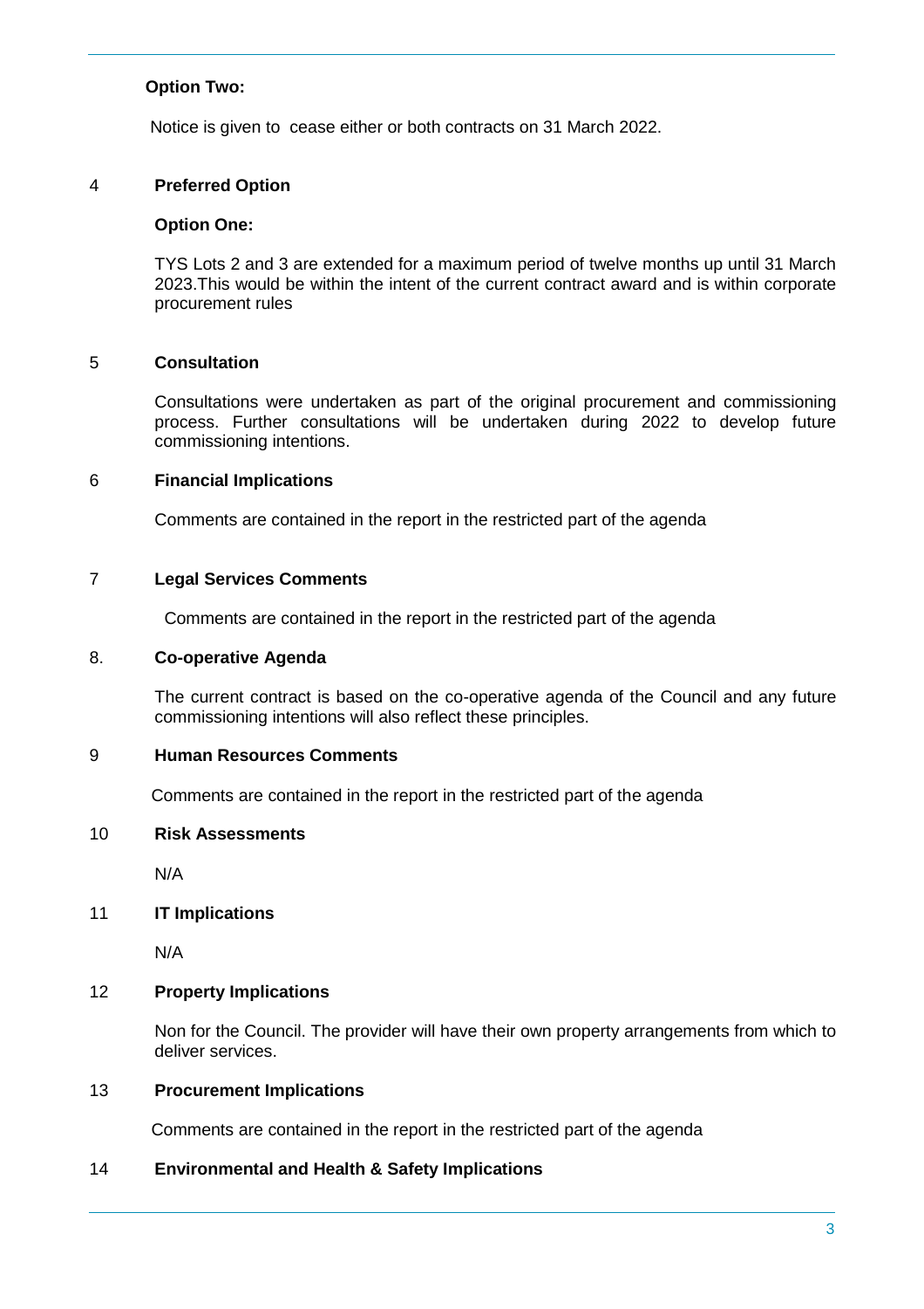**Option Two:**

Notice is given to cease either or both contracts on 31 March 2022.

## 4 Preferred Option

**Option One:**

TYS Lots 2 and 3 are extended for a maximum period of twelve months up until 31 March 2023.This would be within the intent of the current contract award and is within corporate procurement rules

## 5 Consultation

Consultations were undertaken as part of the original procurement and commissioning process. Further consultations will be undertaken during 2022 to develop future commissioning intentions.

## 6 Financial Implications

Comments are contained in the report in the restricted part of the agenda

## 7 Legal Services Comments

Comments are contained in the report in the restricted part of the agenda

## 8. Co-operative Agenda

The current contract is based on the co-operative agenda of the Council and any future commissioning intentions will also reflect these principles.

## 9 Human Resources Comments

Comments are contained in the report in the restricted part of the agenda

## 10 Risk Assessments

N/A

## 11 IT Implications

N/A

## 12 Property Implications

Non for the Council. The provider will have their own property arrangements from which to deliver services.

## 13 Procurement Implications

Comments are contained in the report in the restricted part of the agenda

## 14 Environmental and Health & Safety Implications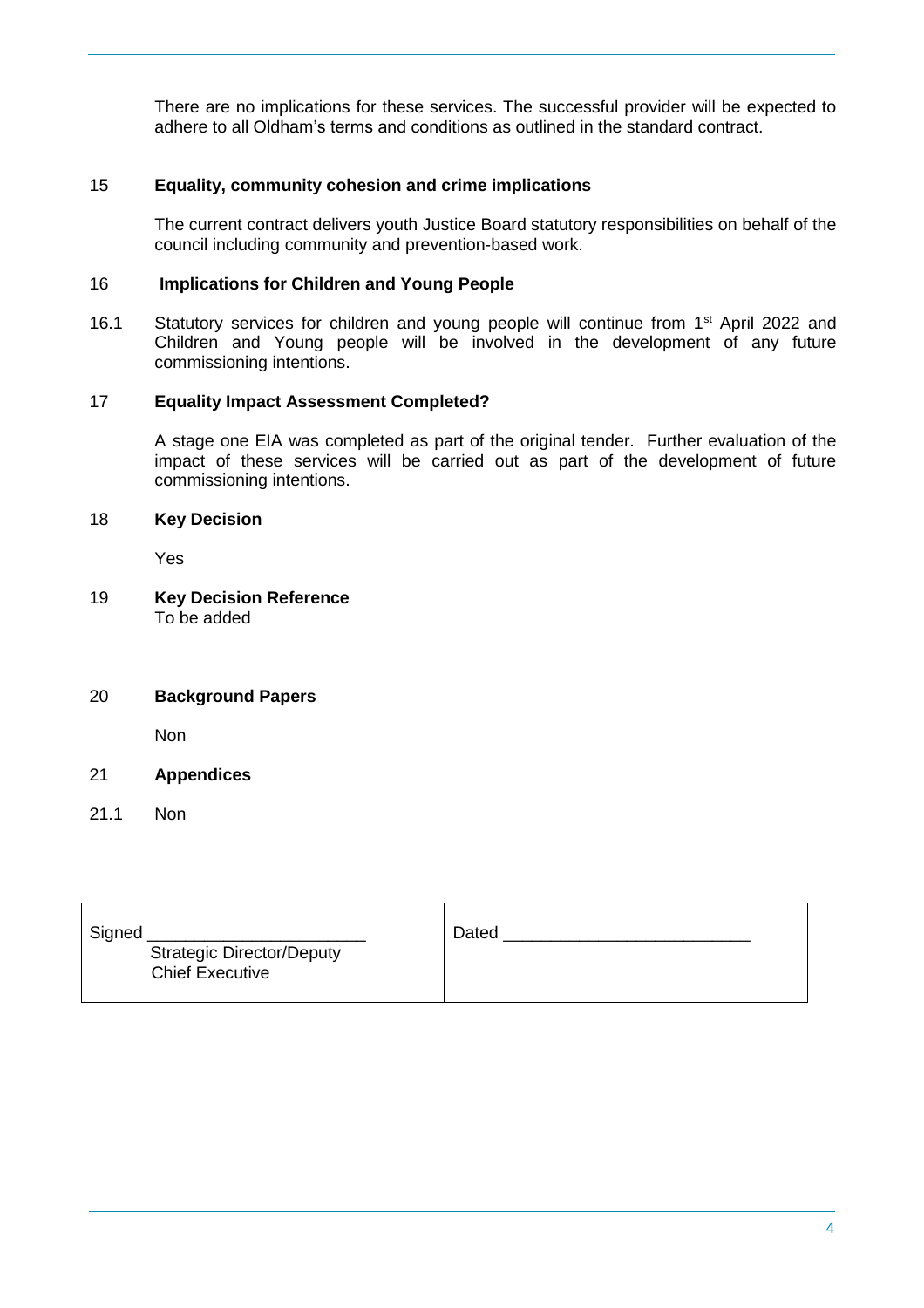There are no implications for these services. The successful provider will be expected to adhere to all Oldham's terms and conditions as outlined in the standard contract.

## 15 Equality, community cohesion and crime implications

The current contract delivers youth Justice Board statutory responsibilities on behalf of the council including community and prevention-based work.

## 16 Implications for Children and Young People

16.1 Statutory services for children and young people will continue from 1st April 2022 and Children and Young people will be involved in the development of any future commissioning intentions.

## 17 Equality Impact Assessment Completed?

A stage one EIA was completed as part of the original tender. Further evaluation of the impact of these services will be carried out as part of the development of future commissioning intentions.

## 18 Key Decision

Yes

## 19 Key Decision Reference

To be added

## 20 Background Papers

Non

## 21 Appendices

21.1 Non

| | |
|---|---|
| Signed ______________________<br>Strategic Director/Deputy Chief Executive | Dated _________________________ |